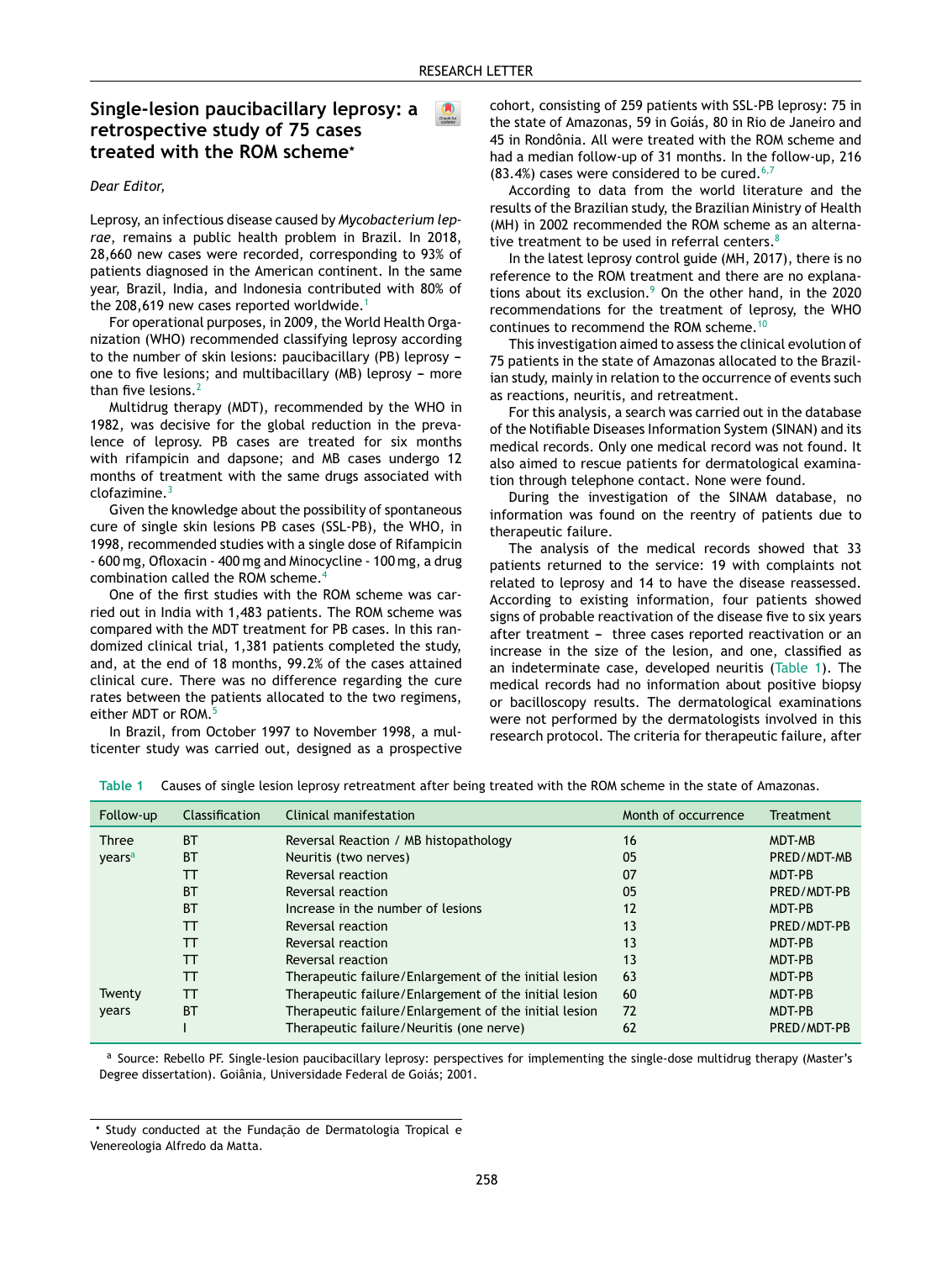RESEARCH LETTER

# Single-lesion paucibacillary leprosy: a retrospective study of 75 cases treated with the ROM scheme*

*Dear Editor,*

Leprosy, an infectious disease caused by *Mycobacterium leprae*, remains a public health problem in Brazil. In 2018, 28,660 new cases were recorded, corresponding to 93% of patients diagnosed in the American continent. In the same year, Brazil, India, and Indonesia contributed with 80% of the 208,619 new cases reported worldwide.[1]

For operational purposes, in 2009, the World Health Organization (WHO) recommended classifying leprosy according to the number of skin lesions: paucibacillary (PB) leprosy – one to five lesions; and multibacillary (MB) leprosy – more than five lesions.[2]

Multidrug therapy (MDT), recommended by the WHO in 1982, was decisive for the global reduction in the prevalence of leprosy. PB cases are treated for six months with rifampicin and dapsone; and MB cases undergo 12 months of treatment with the same drugs associated with clofazimine.[3]

Given the knowledge about the possibility of spontaneous cure of single skin lesions PB cases (SSL-PB), the WHO, in 1998, recommended studies with a single dose of Rifampicin - 600 mg, Ofloxacin - 400 mg and Minocycline - 100 mg, a drug combination called the ROM scheme.[4]

One of the first studies with the ROM scheme was carried out in India with 1,483 patients. The ROM scheme was compared with the MDT treatment for PB cases. In this randomized clinical trial, 1,381 patients completed the study, and, at the end of 18 months, 99.2% of the cases attained clinical cure. There was no difference regarding the cure rates between the patients allocated to the two regimens, either MDT or ROM.[5]

In Brazil, from October 1997 to November 1998, a multicenter study was carried out, designed as a prospective cohort, consisting of 259 patients with SSL-PB leprosy: 75 in the state of Amazonas, 59 in Goiás, 80 in Rio de Janeiro and 45 in Rondônia. All were treated with the ROM scheme and had a median follow-up of 31 months. In the follow-up, 216 (83.4%) cases were considered to be cured.[6,7]

According to data from the world literature and the results of the Brazilian study, the Brazilian Ministry of Health (MH) in 2002 recommended the ROM scheme as an alternative treatment to be used in referral centers.[8]

In the latest leprosy control guide (MH, 2017), there is no reference to the ROM treatment and there are no explanations about its exclusion.[9] On the other hand, in the 2020 recommendations for the treatment of leprosy, the WHO continues to recommend the ROM scheme.[10]

This investigation aimed to assess the clinical evolution of 75 patients in the state of Amazonas allocated to the Brazilian study, mainly in relation to the occurrence of events such as reactions, neuritis, and retreatment.

For this analysis, a search was carried out in the database of the Notifiable Diseases Information System (SINAN) and its medical records. Only one medical record was not found. It also aimed to rescue patients for dermatological examination through telephone contact. None were found.

During the investigation of the SINAM database, no information was found on the reentry of patients due to therapeutic failure.

The analysis of the medical records showed that 33 patients returned to the service: 19 with complaints not related to leprosy and 14 to have the disease reassessed. According to existing information, four patients showed signs of probable reactivation of the disease five to six years after treatment – three cases reported reactivation or an increase in the size of the lesion, and one, classified as an indeterminate case, developed neuritis (Table 1). The medical records had no information about positive biopsy or bacilloscopy results. The dermatological examinations were not performed by the dermatologists involved in this research protocol. The criteria for therapeutic failure, after

**Table 1** Causes of single lesion leprosy retreatment after being treated with the ROM scheme in the state of Amazonas.

| Follow-up | Classification | Clinical manifestation | Month of occurrence | Treatment |
|---|---|---|---|---|
| Three years[a] | BT | Reversal Reaction / MB histopathology | 16 | MDT-MB |
| | BT | Neuritis (two nerves) | 05 | PRED/MDT-MB |
| | TT | Reversal reaction | 07 | MDT-PB |
| | BT | Reversal reaction | 05 | PRED/MDT-PB |
| | BT | Increase in the number of lesions | 12 | MDT-PB |
| | TT | Reversal reaction | 13 | PRED/MDT-PB |
| | TT | Reversal reaction | 13 | MDT-PB |
| | TT | Reversal reaction | 13 | MDT-PB |
| | TT | Therapeutic failure/Enlargement of the initial lesion | 63 | MDT-PB |
| Twenty years | TT | Therapeutic failure/Enlargement of the initial lesion | 60 | MDT-PB |
| | BT | Therapeutic failure/Enlargement of the initial lesion | 72 | MDT-PB |
| | I | Therapeutic failure/Neuritis (one nerve) | 62 | PRED/MDT-PB |

[a] Source: Rebello PF. Single-lesion paucibacillary leprosy: perspectives for implementing the single-dose multidrug therapy (Master's Degree dissertation). Goiânia, Universidade Federal de Goiás; 2001.

\* Study conducted at the Fundação de Dermatologia Tropical e Venereologia Alfredo da Matta.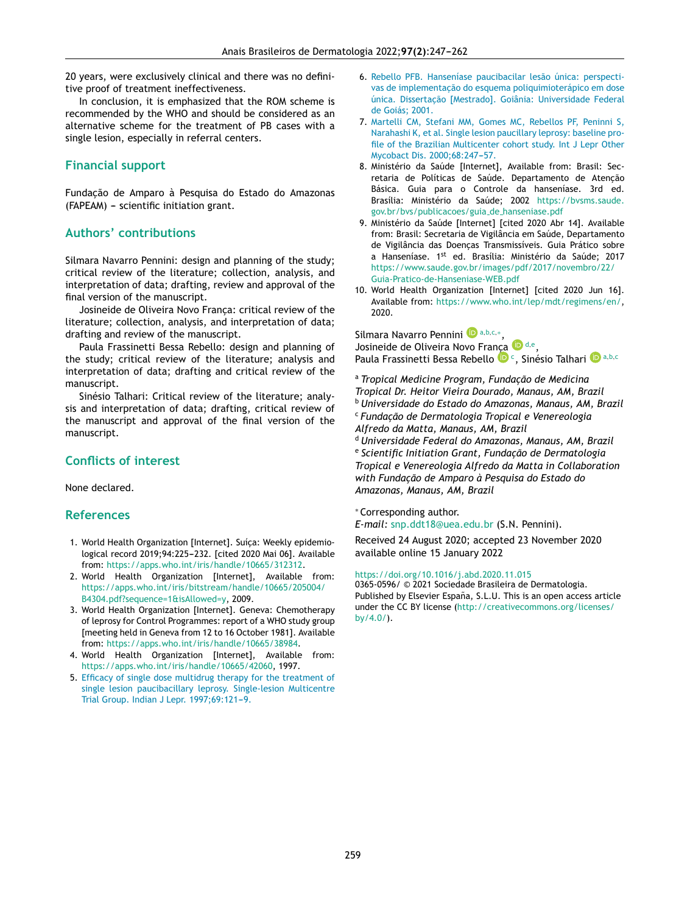20 years, were exclusively clinical and there was no definitive proof of treatment ineffectiveness.

In conclusion, it is emphasized that the ROM scheme is recommended by the WHO and should be considered as an alternative scheme for the treatment of PB cases with a single lesion, especially in referral centers.

## Financial support

Fundação de Amparo à Pesquisa do Estado do Amazonas (FAPEAM) – scientific initiation grant.

## Authors' contributions

Silmara Navarro Pennini: design and planning of the study; critical review of the literature; collection, analysis, and interpretation of data; drafting, review and approval of the final version of the manuscript.

Josineide de Oliveira Novo França: critical review of the literature; collection, analysis, and interpretation of data; drafting and review of the manuscript.

Paula Frassinetti Bessa Rebello: design and planning of the study; critical review of the literature; analysis and interpretation of data; drafting and critical review of the manuscript.

Sinésio Talhari: Critical review of the literature; analysis and interpretation of data; drafting, critical review of the manuscript and approval of the final version of the manuscript.

## Conflicts of interest

None declared.

## References

1. World Health Organization [Internet]. Suíça: Weekly epidemiological record 2019;94:225–232. [cited 2020 Mai 06]. Available from: https://apps.who.int/iris/handle/10665/312312.
2. World Health Organization [Internet], Available from: https://apps.who.int/iris/bitstream/handle/10665/205004/B4304.pdf?sequence=1&isAllowed=y, 2009.
3. World Health Organization [Internet]. Geneva: Chemotherapy of leprosy for Control Programmes: report of a WHO study group [meeting held in Geneva from 12 to 16 October 1981]. Available from: https://apps.who.int/iris/handle/10665/38984.
4. World Health Organization [Internet], Available from: https://apps.who.int/iris/handle/10665/42060, 1997.
5. Efficacy of single dose multidrug therapy for the treatment of single lesion paucibacillary leprosy. Single-lesion Multicentre Trial Group. Indian J Lepr. 1997;69:121–9.
6. Rebello PFB. Hanseníase paucibacilar lesão única: perspectivas de implementação do esquema poliquimioterápico em dose única. Dissertação [Mestrado]. Goiânia: Universidade Federal de Goiás; 2001.
7. Martelli CM, Stefani MM, Gomes MC, Rebellos PF, Peninni S, Narahashi K, et al. Single lesion paucillary leprosy: baseline profile of the Brazilian Multicenter cohort study. Int J Lepr Other Mycobact Dis. 2000;68:247–57.
8. Ministério da Saúde [Internet], Available from: Brasil: Secretaria de Políticas de Saúde. Departamento de Atenção Básica. Guia para o Controle da hanseníase. 3rd ed. Brasília: Ministério da Saúde; 2002 https://bvsms.saude.gov.br/bvs/publicacoes/guia_de_hanseniase.pdf
9. Ministério da Saúde [Internet] [cited 2020 Abr 14]. Available from: Brasil: Secretaria de Vigilância em Saúde, Departamento de Vigilância das Doenças Transmissíveis. Guia Prático sobre a Hanseníase. 1st ed. Brasília: Ministério da Saúde; 2017 https://www.saude.gov.br/images/pdf/2017/novembro/22/Guia-Pratico-de-Hanseniase-WEB.pdf
10. World Health Organization [Internet] [cited 2020 Jun 16]. Available from: https://www.who.int/lep/mdt/regimens/en/, 2020.

Silmara Navarro Pennini [a,b,c,*], Josineide de Oliveira Novo França [d,e], Paula Frassinetti Bessa Rebello [c], Sinésio Talhari [a,b,c]

[a] *Tropical Medicine Program, Fundação de Medicina Tropical Dr. Heitor Vieira Dourado, Manaus, AM, Brazil*
[b] *Universidade do Estado do Amazonas, Manaus, AM, Brazil*
[c] *Fundação de Dermatologia Tropical e Venereologia Alfredo da Matta, Manaus, AM, Brazil*
[d] *Universidade Federal do Amazonas, Manaus, AM, Brazil*
[e] *Scientific Initiation Grant, Fundação de Dermatologia Tropical e Venereologia Alfredo da Matta in Collaboration with Fundação de Amparo à Pesquisa do Estado do Amazonas, Manaus, AM, Brazil*

* Corresponding author.
*E-mail:* snp.ddt18@uea.edu.br (S.N. Pennini).

Received 24 August 2020; accepted 23 November 2020
available online 15 January 2022

https://doi.org/10.1016/j.abd.2020.11.015
0365-0596/ © 2021 Sociedade Brasileira de Dermatologia. Published by Elsevier España, S.L.U. This is an open access article under the CC BY license (http://creativecommons.org/licenses/by/4.0/).